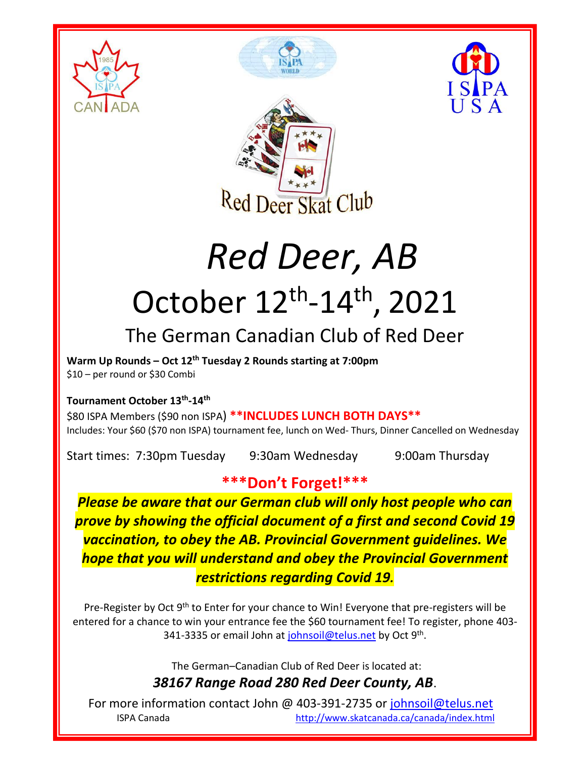# Red Deer, AB

# October 12th-14th, 2021

## The German Canadian Club of Red Deer

**Warm Up Rounds – Oct 12th Tuesday 2 Rounds starting at 7:00pm**
$10 – per round or $30 Combi

**Tournament October 13th-14th**
$80 ISPA Members ($90 non ISPA) **\*\*INCLUDES LUNCH BOTH DAYS\*\***
Includes: Your $60 ($70 non ISPA) tournament fee, lunch on Wed- Thurs, Dinner Cancelled on Wednesday

Start times: 7:30pm Tuesday 9:30am Wednesday 9:00am Thursday

**\*\*\*Don't Forget!\*\*\***

***Please be aware that our German club will only host people who can prove by showing the official document of a first and second Covid 19 vaccination, to obey the AB. Provincial Government guidelines. We hope that you will understand and obey the Provincial Government restrictions regarding Covid 19.***

Pre-Register by Oct 9th to Enter for your chance to Win! Everyone that pre-registers will be entered for a chance to win your entrance fee the $60 tournament fee! To register, phone 403-341-3335 or email John at johnsoil@telus.net by Oct 9th.

The German–Canadian Club of Red Deer is located at:

***38167 Range Road 280 Red Deer County, AB***.

For more information contact John @ 403-391-2735 or johnsoil@telus.net

ISPA Canada http://www.skatcanada.ca/canada/index.html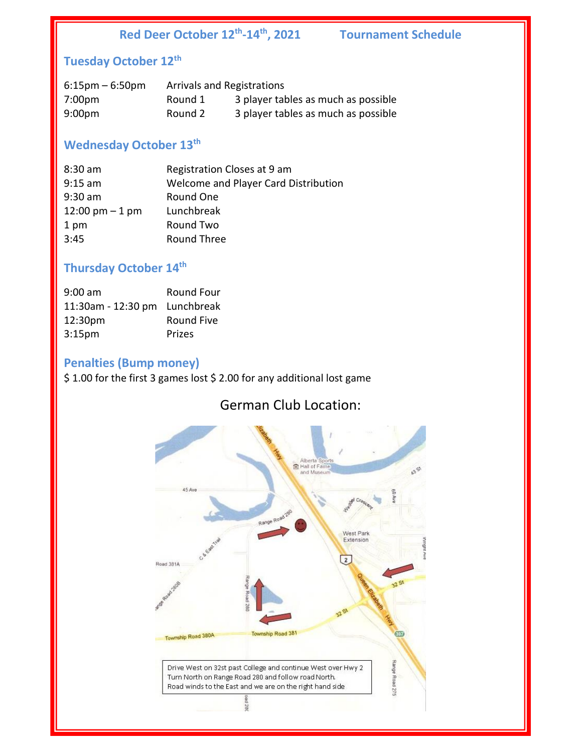## Red Deer October 12th-14th, 2021 Tournament Schedule

### Tuesday October 12th

| | | |
|---|---|---|
| 6:15pm – 6:50pm | Arrivals and Registrations | |
| 7:00pm | Round 1 | 3 player tables as much as possible |
| 9:00pm | Round 2 | 3 player tables as much as possible |

### Wednesday October 13th

| | |
|---|---|
| 8:30 am | Registration Closes at 9 am |
| 9:15 am | Welcome and Player Card Distribution |
| 9:30 am | Round One |
| 12:00 pm – 1 pm | Lunchbreak |
| 1 pm | Round Two |
| 3:45 | Round Three |

### Thursday October 14th

| | |
|---|---|
| 9:00 am | Round Four |
| 11:30am - 12:30 pm | Lunchbreak |
| 12:30pm | Round Five |
| 3:15pm | Prizes |

### Penalties (Bump money)

$ 1.00 for the first 3 games lost $ 2.00 for any additional lost game

## German Club Location:

Drive West on 32st past College and continue West over Hwy 2
Turn North on Range Road 280 and follow road North.
Road winds to the East and we are on the right hand side